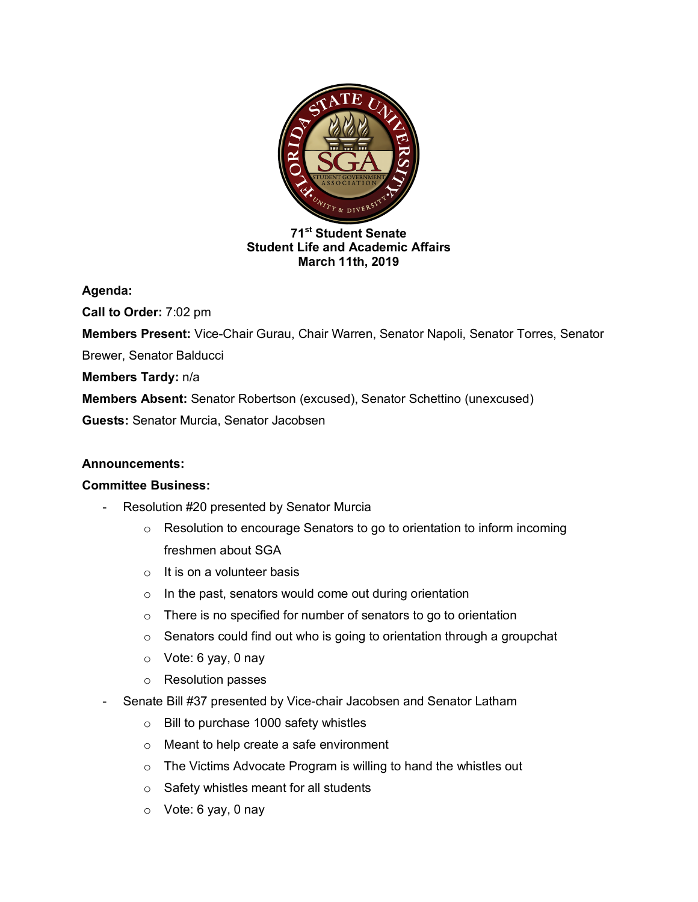**71st Student Senate**
**Student Life and Academic Affairs**
**March 11th, 2019**

**Agenda:**

**Call to Order:** 7:02 pm

**Members Present:** Vice-Chair Gurau, Chair Warren, Senator Napoli, Senator Torres, Senator Brewer, Senator Balducci

**Members Tardy:** n/a

**Members Absent:** Senator Robertson (excused), Senator Schettino (unexcused)

**Guests:** Senator Murcia, Senator Jacobsen

**Announcements:**

**Committee Business:**

- Resolution #20 presented by Senator Murcia
  - Resolution to encourage Senators to go to orientation to inform incoming freshmen about SGA
  - It is on a volunteer basis
  - In the past, senators would come out during orientation
  - There is no specified for number of senators to go to orientation
  - Senators could find out who is going to orientation through a groupchat
  - Vote: 6 yay, 0 nay
  - Resolution passes
- Senate Bill #37 presented by Vice-chair Jacobsen and Senator Latham
  - Bill to purchase 1000 safety whistles
  - Meant to help create a safe environment
  - The Victims Advocate Program is willing to hand the whistles out
  - Safety whistles meant for all students
  - Vote: 6 yay, 0 nay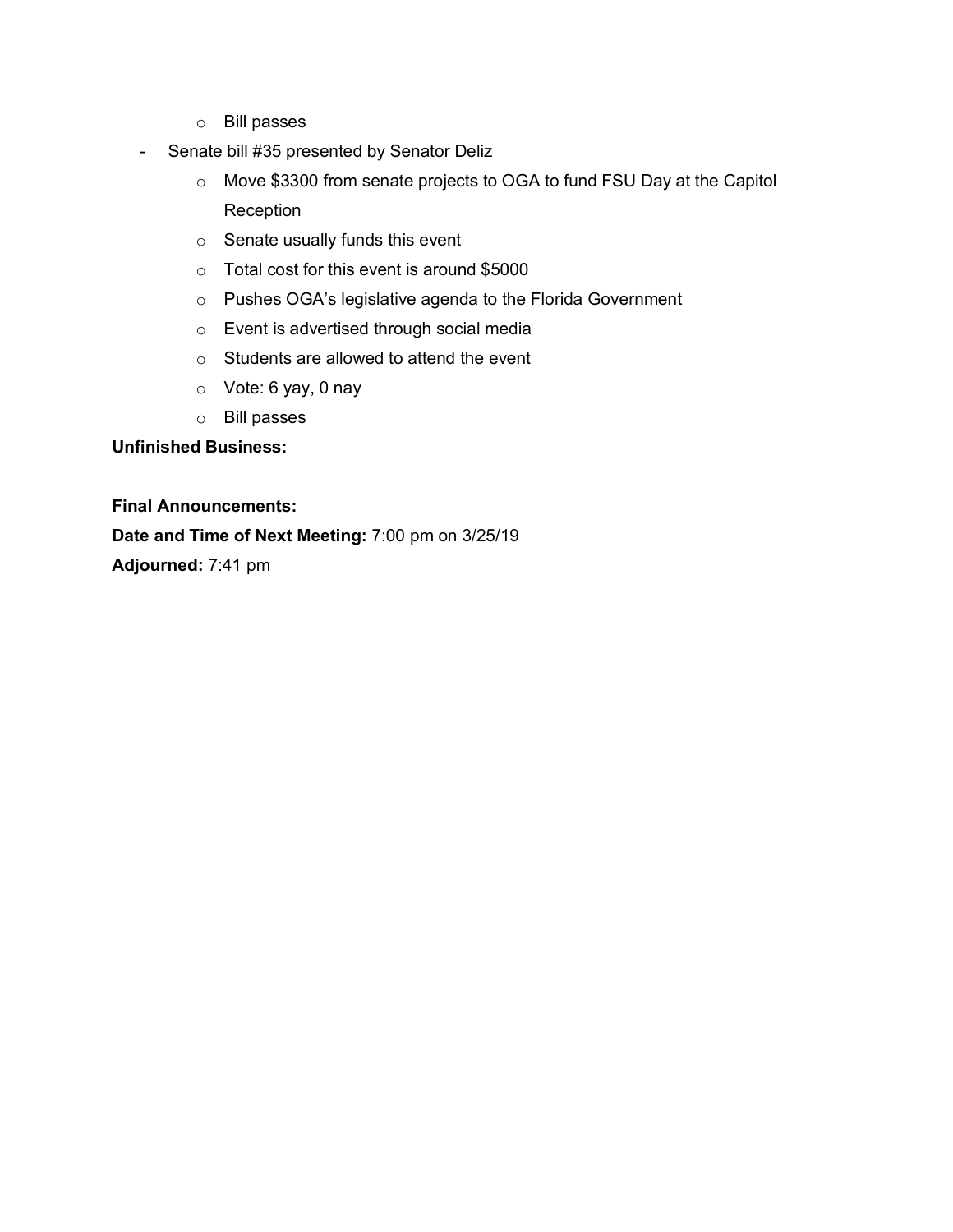- Bill passes
- Senate bill #35 presented by Senator Deliz
    - Move $3300 from senate projects to OGA to fund FSU Day at the Capitol Reception
    - Senate usually funds this event
    - Total cost for this event is around $5000
    - Pushes OGA's legislative agenda to the Florida Government
    - Event is advertised through social media
    - Students are allowed to attend the event
    - Vote: 6 yay, 0 nay
    - Bill passes

**Unfinished Business:**

**Final Announcements:**

**Date and Time of Next Meeting:** 7:00 pm on 3/25/19

**Adjourned:** 7:41 pm